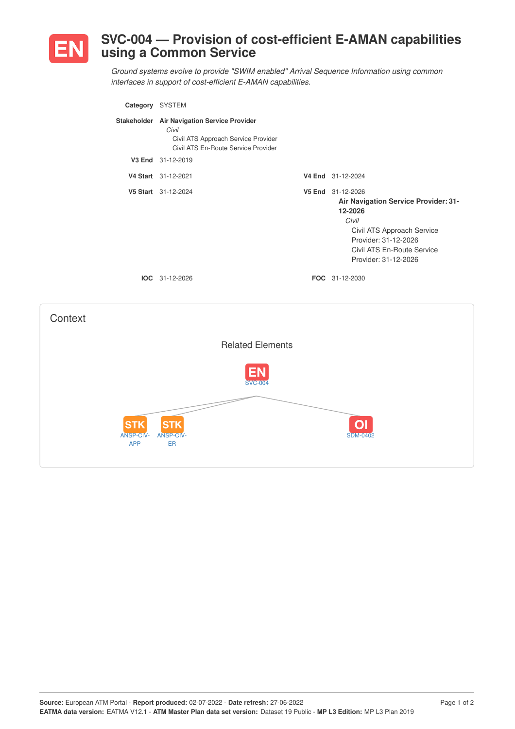# EN SVC-004 — Provision of cost-efficient E-AMAN capabilities using a Common Service

*Ground systems evolve to provide "SWIM enabled" Arrival Sequence Information using common interfaces in support of cost-efficient E-AMAN capabilities.*

**Category** SYSTEM

**Stakeholder** **Air Navigation Service Provider**
*Civil*
Civil ATS Approach Service Provider
Civil ATS En-Route Service Provider

**V3 End** 31-12-2019

**V4 Start** 31-12-2021 **V4 End** 31-12-2024

**V5 Start** 31-12-2024 **V5 End** 31-12-2026
**Air Navigation Service Provider: 31-12-2026**
*Civil*
Civil ATS Approach Service Provider: 31-12-2026
Civil ATS En-Route Service Provider: 31-12-2026

**IOC** 31-12-2026 **FOC** 31-12-2030

## Context

### Related Elements

EN SVC-004

STK ANSP-CIV-APP

STK ANSP-CIV-ER

OI SDM-0402

**Source:** European ATM Portal - **Report produced:** 02-07-2022 - **Date refresh:** 27-06-2022
**EATMA data version:** EATMA V12.1 - **ATM Master Plan data set version:** Dataset 19 Public - **MP L3 Edition:** MP L3 Plan 2019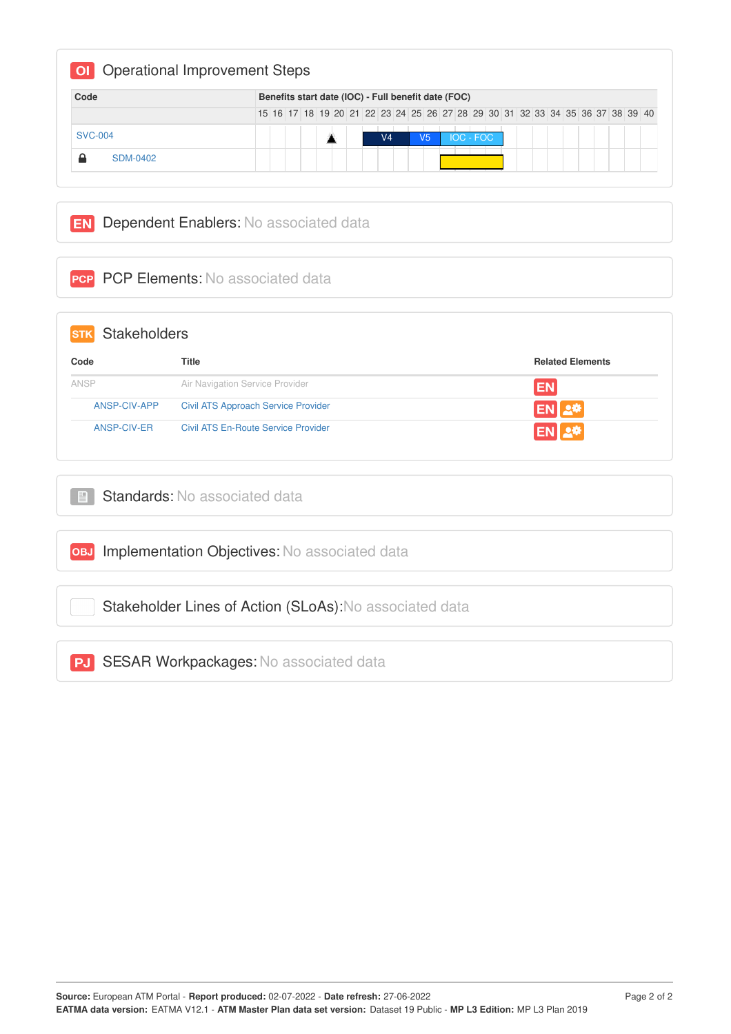## OI Operational Improvement Steps

| Code | Benefits start date (IOC) - Full benefit date (FOC) |
|---|---|
| | 15 16 17 18 19 20 21 22 23 24 25 26 27 28 29 30 31 32 33 34 35 36 37 38 39 40 |
| SVC-004 | V4 V5 IOC - FOC |
| SDM-0402 | |

## EN Dependent Enablers: No associated data

## PCP PCP Elements: No associated data

## STK Stakeholders

| Code | Title | Related Elements |
|---|---|---|
| ANSP | Air Navigation Service Provider | EN |
| ANSP-CIV-APP | Civil ATS Approach Service Provider | EN |
| ANSP-CIV-ER | Civil ATS En-Route Service Provider | EN |

## Standards: No associated data

## OBJ Implementation Objectives: No associated data

## Stakeholder Lines of Action (SLoAs): No associated data

## PJ SESAR Workpackages: No associated data

**Source:** European ATM Portal - **Report produced:** 02-07-2022 - **Date refresh:** 27-06-2022
**EATMA data version:** EATMA V12.1 - **ATM Master Plan data set version:** Dataset 19 Public - **MP L3 Edition:** MP L3 Plan 2019